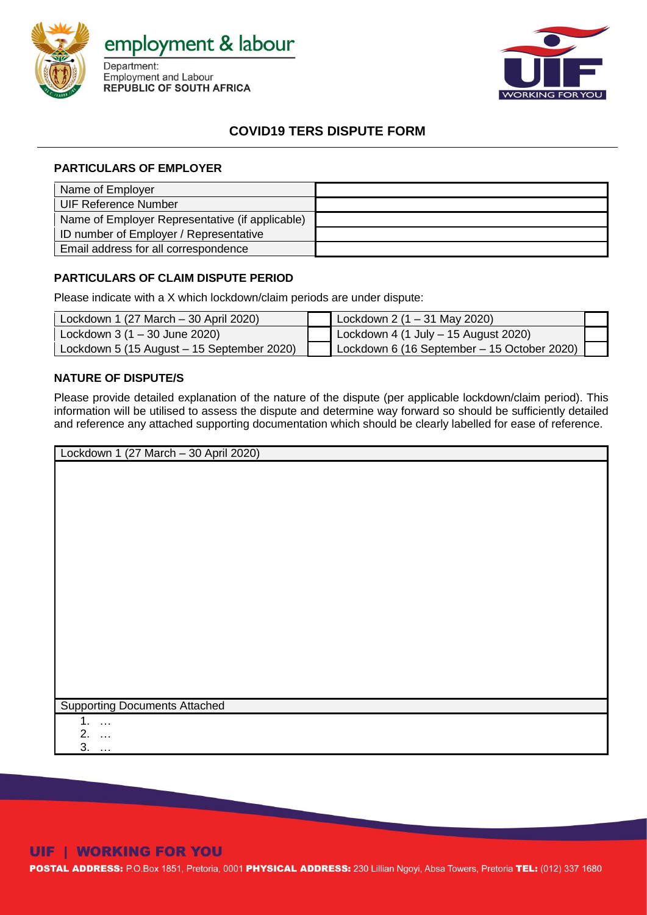employment & labour

Department:
Employment and Labour
**REPUBLIC OF SOUTH AFRICA**

## COVID19 TERS DISPUTE FORM

### PARTICULARS OF EMPLOYER

| | |
|---|---|
| Name of Employer | |
| UIF Reference Number | |
| Name of Employer Representative (if applicable) | |
| ID number of Employer / Representative | |
| Email address for all correspondence | |

### PARTICULARS OF CLAIM DISPUTE PERIOD

Please indicate with a X which lockdown/claim periods are under dispute:

| | | | |
|---|---|---|---|
| Lockdown 1 (27 March – 30 April 2020) | | Lockdown 2 (1 – 31 May 2020) | |
| Lockdown 3 (1 – 30 June 2020) | | Lockdown 4 (1 July – 15 August 2020) | |
| Lockdown 5 (15 August – 15 September 2020) | | Lockdown 6 (16 September – 15 October 2020) | |

### NATURE OF DISPUTE/S

Please provide detailed explanation of the nature of the dispute (per applicable lockdown/claim period). This information will be utilised to assess the dispute and determine way forward so should be sufficiently detailed and reference any attached supporting documentation which should be clearly labelled for ease of reference.

| Lockdown 1 (27 March – 30 April 2020) |
|---|
| |
| Supporting Documents Attached |
| 1. …<br>2. …<br>3. … |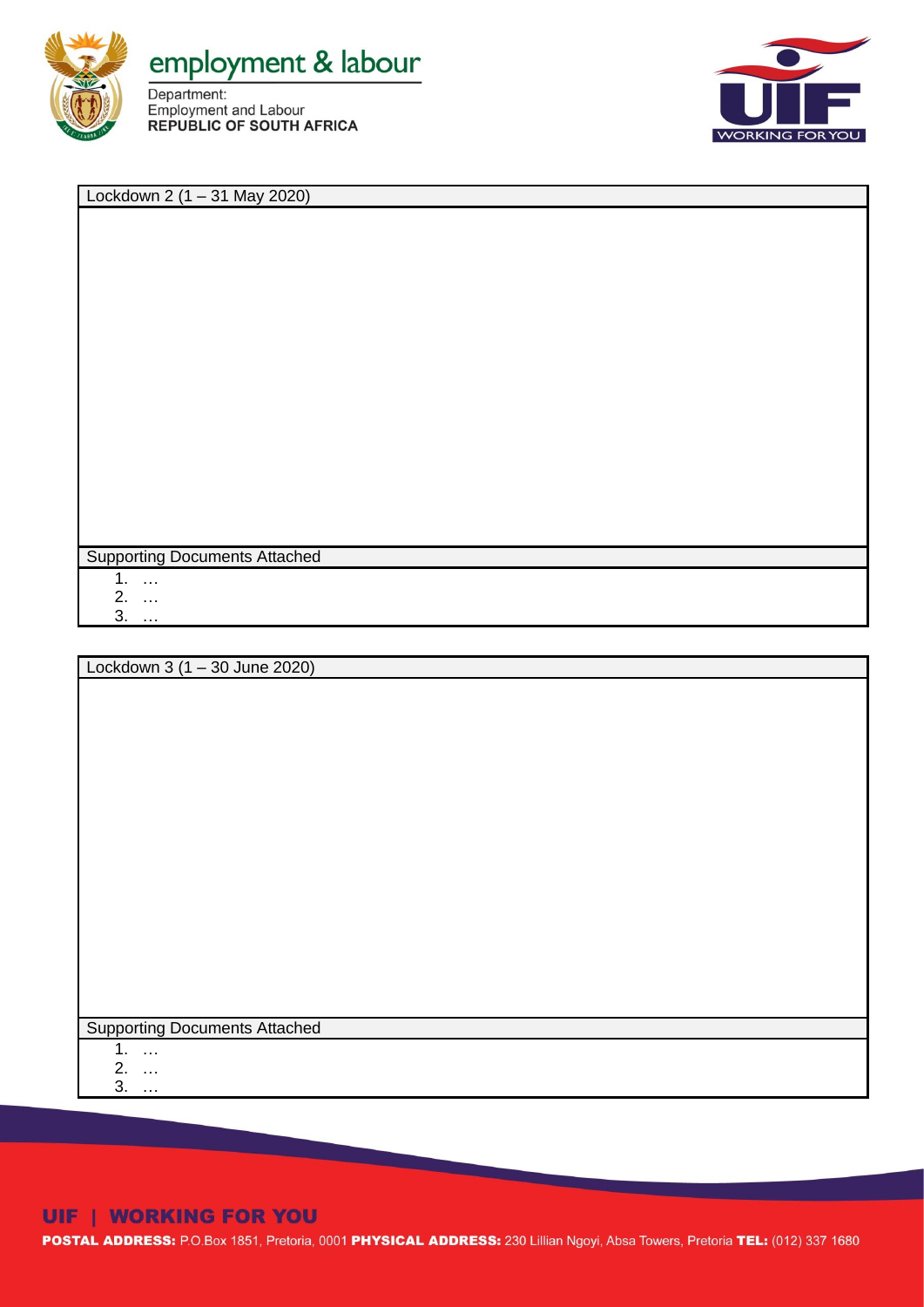| Lockdown 2 (1 – 31 May 2020) |
| --- |
| |
| **Supporting Documents Attached** |
| 1. … <br> 2. … <br> 3. … |

| Lockdown 3 (1 – 30 June 2020) |
| --- |
| |
| **Supporting Documents Attached** |
| 1. … <br> 2. … <br> 3. … |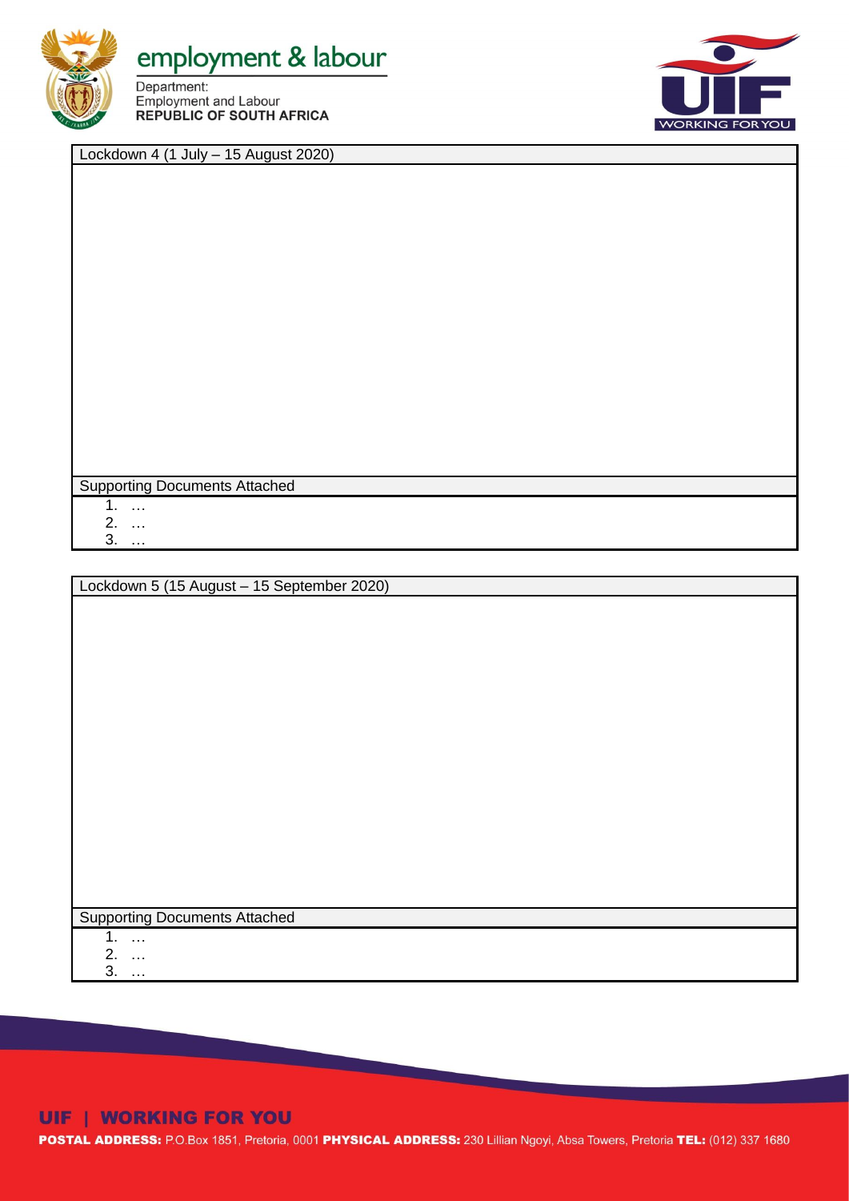| Lockdown 4 (1 July – 15 August 2020) |
|---|
| |
| Supporting Documents Attached |
| 1. …<br>2. …<br>3. … |

| Lockdown 5 (15 August – 15 September 2020) |
|---|
| |
| Supporting Documents Attached |
| 1. …<br>2. …<br>3. … |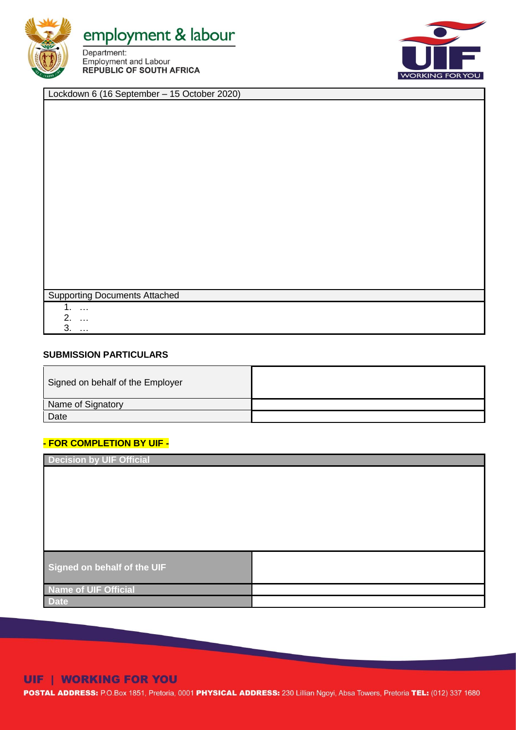| Lockdown 6 (16 September – 15 October 2020) |
| --- |
| |

| Supporting Documents Attached |
| --- |
| 1. … <br> 2. … <br> 3. … |

**SUBMISSION PARTICULARS**

| | |
| --- | --- |
| Signed on behalf of the Employer | |
| Name of Signatory | |
| Date | |

**- FOR COMPLETION BY UIF -**

| **Decision by UIF Official** | |
| --- | --- |
| | |
| **Signed on behalf of the UIF** | |
| **Name of UIF Official** | |
| **Date** | |